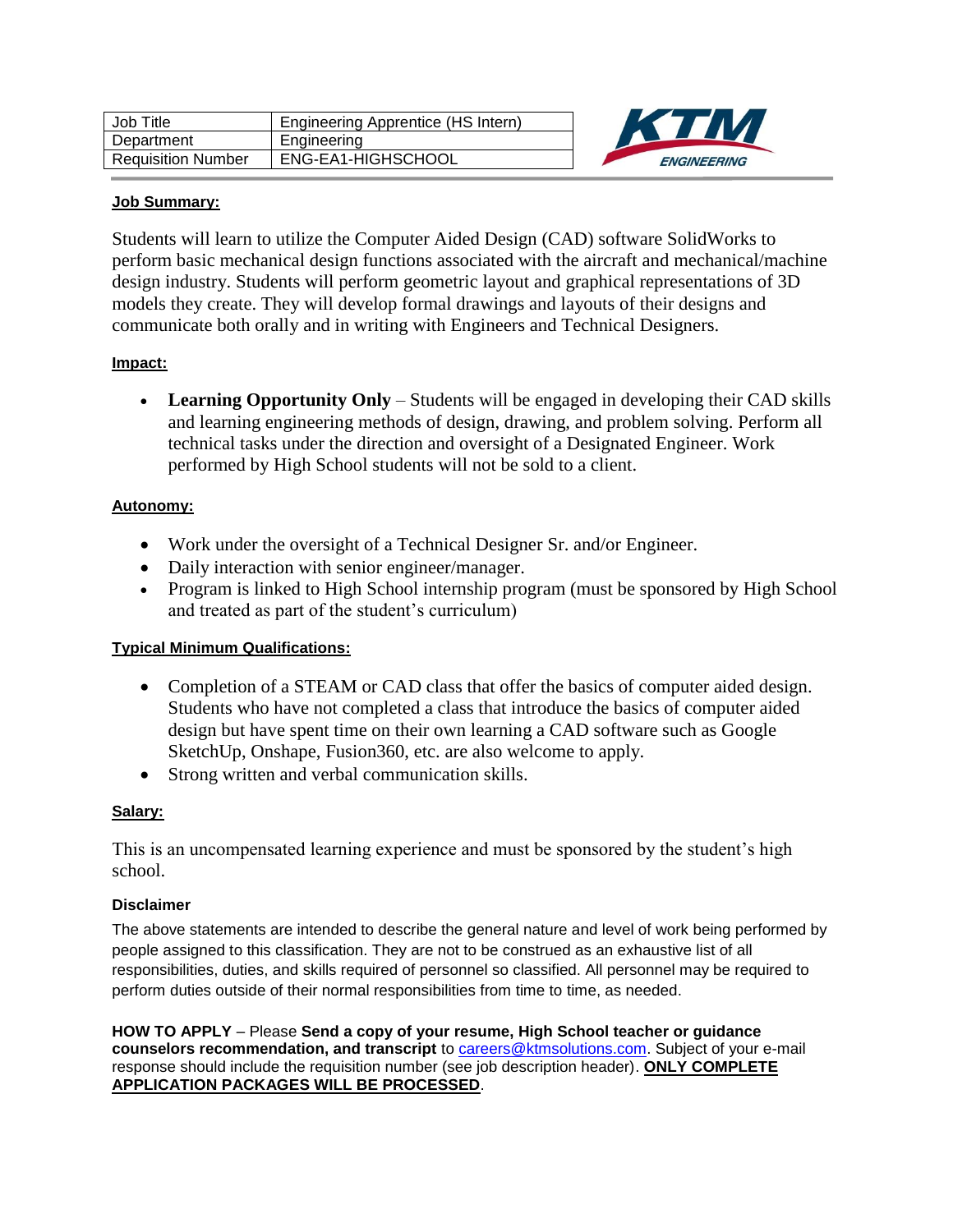| Job Title | Engineering Apprentice (HS Intern) |
|---|---|
| Department | Engineering |
| Requisition Number | ENG-EA1-HIGHSCHOOL |

KTM ENGINEERING

**Job Summary:**

Students will learn to utilize the Computer Aided Design (CAD) software SolidWorks to perform basic mechanical design functions associated with the aircraft and mechanical/machine design industry. Students will perform geometric layout and graphical representations of 3D models they create. They will develop formal drawings and layouts of their designs and communicate both orally and in writing with Engineers and Technical Designers.

**Impact:**

- **Learning Opportunity Only** – Students will be engaged in developing their CAD skills and learning engineering methods of design, drawing, and problem solving. Perform all technical tasks under the direction and oversight of a Designated Engineer. Work performed by High School students will not be sold to a client.

**Autonomy:**

- Work under the oversight of a Technical Designer Sr. and/or Engineer.
- Daily interaction with senior engineer/manager.
- Program is linked to High School internship program (must be sponsored by High School and treated as part of the student's curriculum)

**Typical Minimum Qualifications:**

- Completion of a STEAM or CAD class that offer the basics of computer aided design. Students who have not completed a class that introduce the basics of computer aided design but have spent time on their own learning a CAD software such as Google SketchUp, Onshape, Fusion360, etc. are also welcome to apply.
- Strong written and verbal communication skills.

**Salary:**

This is an uncompensated learning experience and must be sponsored by the student's high school.

**Disclaimer**

The above statements are intended to describe the general nature and level of work being performed by people assigned to this classification. They are not to be construed as an exhaustive list of all responsibilities, duties, and skills required of personnel so classified. All personnel may be required to perform duties outside of their normal responsibilities from time to time, as needed.

**HOW TO APPLY** – Please **Send a copy of your resume, High School teacher or guidance counselors recommendation, and transcript** to careers@ktmsolutions.com. Subject of your e-mail response should include the requisition number (see job description header). **ONLY COMPLETE APPLICATION PACKAGES WILL BE PROCESSED**.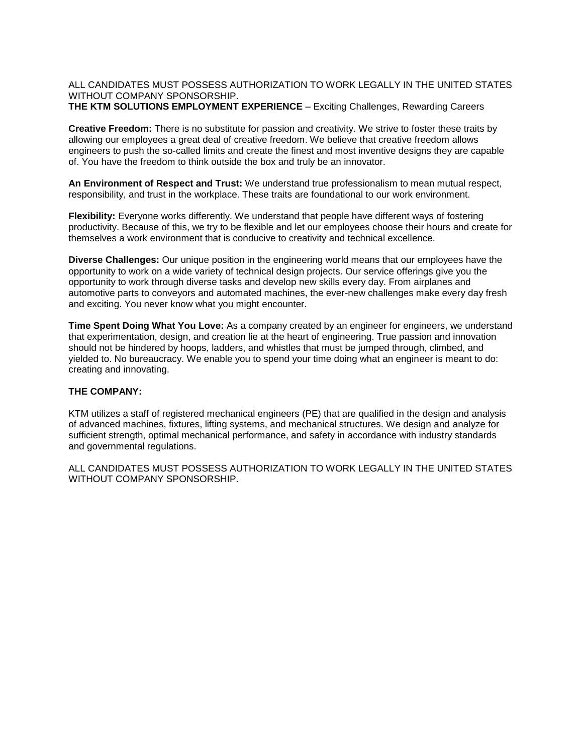ALL CANDIDATES MUST POSSESS AUTHORIZATION TO WORK LEGALLY IN THE UNITED STATES WITHOUT COMPANY SPONSORSHIP.

**THE KTM SOLUTIONS EMPLOYMENT EXPERIENCE** – Exciting Challenges, Rewarding Careers

**Creative Freedom:** There is no substitute for passion and creativity. We strive to foster these traits by allowing our employees a great deal of creative freedom. We believe that creative freedom allows engineers to push the so-called limits and create the finest and most inventive designs they are capable of. You have the freedom to think outside the box and truly be an innovator.

**An Environment of Respect and Trust:** We understand true professionalism to mean mutual respect, responsibility, and trust in the workplace. These traits are foundational to our work environment.

**Flexibility:** Everyone works differently. We understand that people have different ways of fostering productivity. Because of this, we try to be flexible and let our employees choose their hours and create for themselves a work environment that is conducive to creativity and technical excellence.

**Diverse Challenges:** Our unique position in the engineering world means that our employees have the opportunity to work on a wide variety of technical design projects. Our service offerings give you the opportunity to work through diverse tasks and develop new skills every day. From airplanes and automotive parts to conveyors and automated machines, the ever-new challenges make every day fresh and exciting. You never know what you might encounter.

**Time Spent Doing What You Love:** As a company created by an engineer for engineers, we understand that experimentation, design, and creation lie at the heart of engineering. True passion and innovation should not be hindered by hoops, ladders, and whistles that must be jumped through, climbed, and yielded to. No bureaucracy. We enable you to spend your time doing what an engineer is meant to do: creating and innovating.

**THE COMPANY:**

KTM utilizes a staff of registered mechanical engineers (PE) that are qualified in the design and analysis of advanced machines, fixtures, lifting systems, and mechanical structures. We design and analyze for sufficient strength, optimal mechanical performance, and safety in accordance with industry standards and governmental regulations.

ALL CANDIDATES MUST POSSESS AUTHORIZATION TO WORK LEGALLY IN THE UNITED STATES WITHOUT COMPANY SPONSORSHIP.